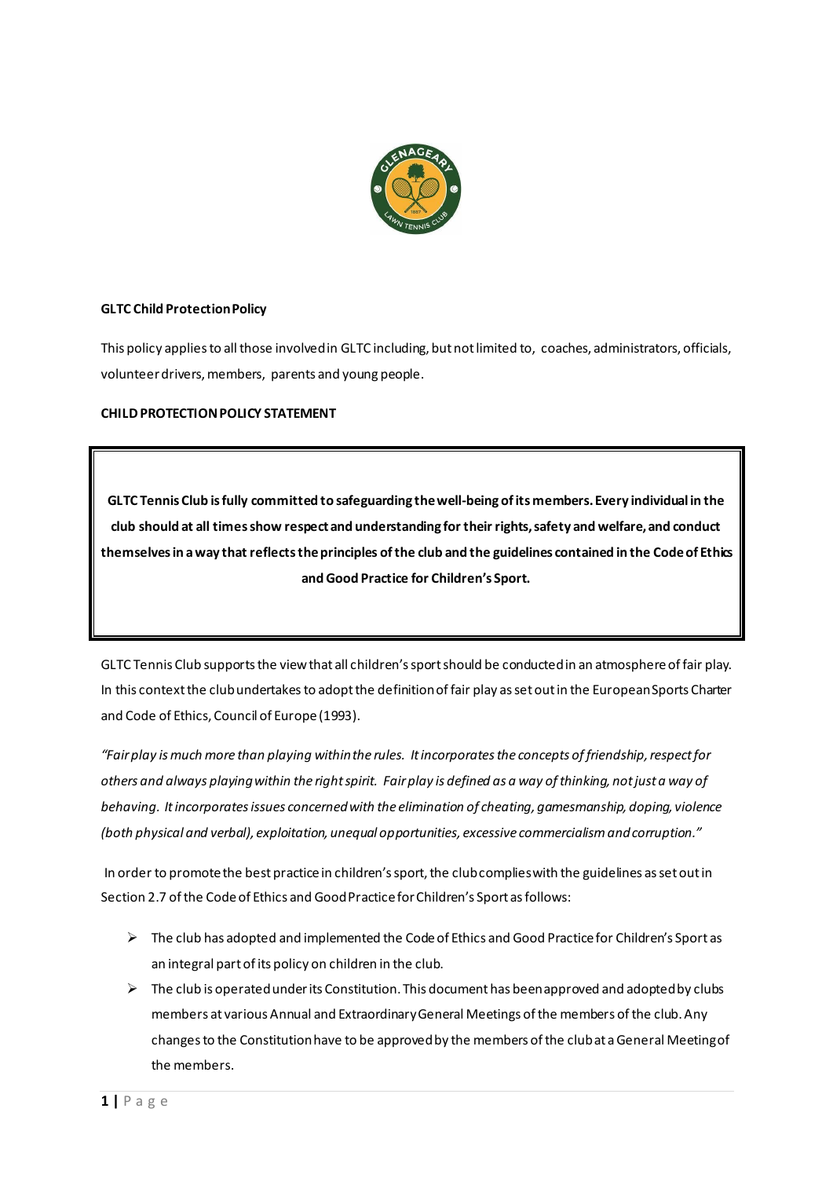**GLTC Child Protection Policy**

This policy applies to all those involved in GLTC including, but not limited to, coaches, administrators, officials, volunteer drivers, members, parents and young people.

**CHILD PROTECTION POLICY STATEMENT**

> **GLTC Tennis Club is fully committed to safeguarding the well-being of its members. Every individual in the club should at all times show respect and understanding for their rights, safety and welfare, and conduct themselves in a way that reflects the principles of the club and the guidelines contained in the Code of Ethics and Good Practice for Children's Sport.**

GLTC Tennis Club supports the view that all children's sport should be conducted in an atmosphere of fair play. In this context the club undertakes to adopt the definition of fair play as set out in the European Sports Charter and Code of Ethics, Council of Europe (1993).

*"Fair play is much more than playing within the rules. It incorporates the concepts of friendship, respect for others and always playing within the right spirit. Fair play is defined as a way of thinking, not just a way of behaving. It incorporates issues concerned with the elimination of cheating, gamesmanship, doping, violence (both physical and verbal), exploitation, unequal opportunities, excessive commercialism and corruption."*

In order to promote the best practice in children's sport, the club complies with the guidelines as set out in Section 2.7 of the Code of Ethics and Good Practice for Children's Sport as follows:

- The club has adopted and implemented the Code of Ethics and Good Practice for Children's Sport as an integral part of its policy on children in the club.
- The club is operated under its Constitution. This document has been approved and adopted by clubs members at various Annual and Extraordinary General Meetings of the members of the club. Any changes to the Constitution have to be approved by the members of the club at a General Meeting of the members.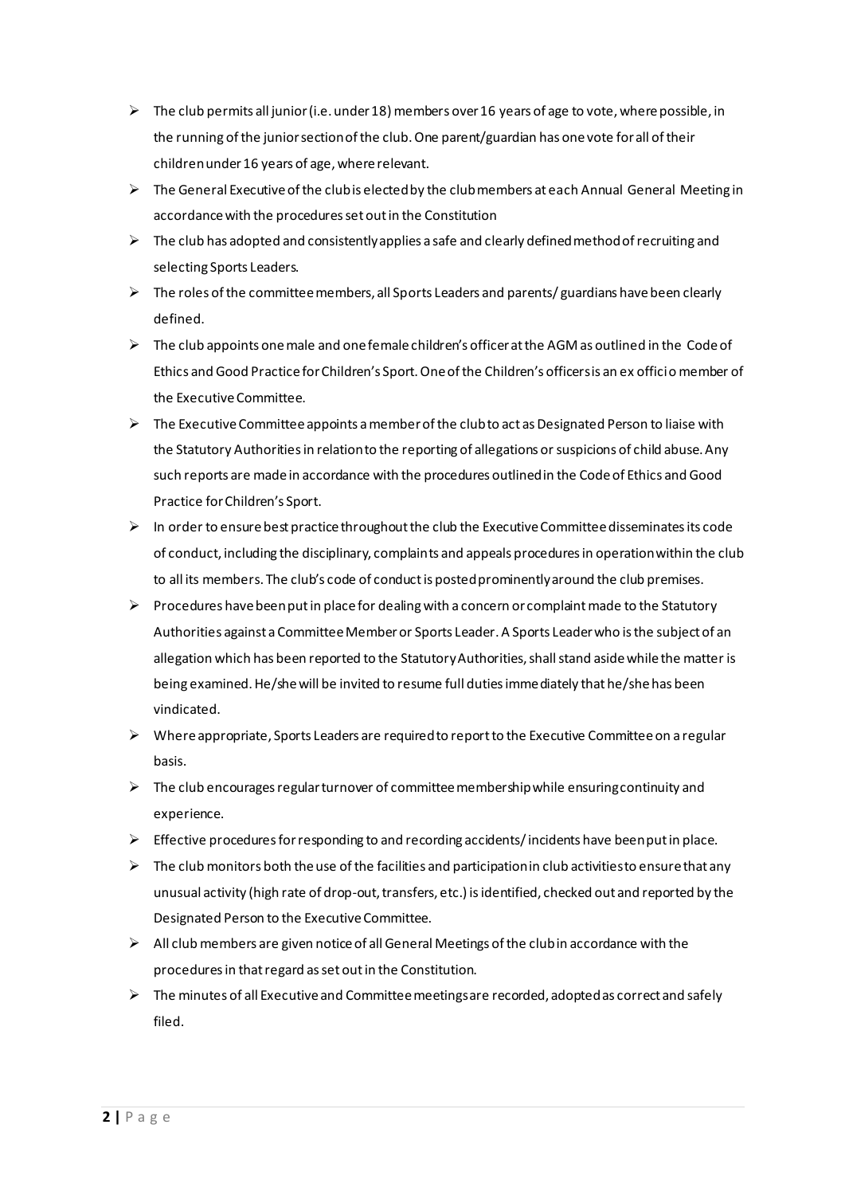- The club permits all junior (i.e. under 18) members over 16 years of age to vote, where possible, in the running of the junior section of the club. One parent/guardian has one vote for all of their children under 16 years of age, where relevant.
- The General Executive of the club is elected by the club members at each Annual General Meeting in accordance with the procedures set out in the Constitution
- The club has adopted and consistently applies a safe and clearly defined method of recruiting and selecting Sports Leaders.
- The roles of the committee members, all Sports Leaders and parents/ guardians have been clearly defined.
- The club appoints one male and one female children's officer at the AGM as outlined in the Code of Ethics and Good Practice for Children's Sport. One of the Children's officers is an ex officio member of the Executive Committee.
- The Executive Committee appoints a member of the club to act as Designated Person to liaise with the Statutory Authorities in relation to the reporting of allegations or suspicions of child abuse. Any such reports are made in accordance with the procedures outlined in the Code of Ethics and Good Practice for Children's Sport.
- In order to ensure best practice throughout the club the Executive Committee disseminates its code of conduct, including the disciplinary, complaints and appeals procedures in operation within the club to all its members. The club's code of conduct is posted prominently around the club premises.
- Procedures have been put in place for dealing with a concern or complaint made to the Statutory Authorities against a Committee Member or Sports Leader. A Sports Leader who is the subject of an allegation which has been reported to the Statutory Authorities, shall stand aside while the matter is being examined. He/she will be invited to resume full duties immediately that he/she has been vindicated.
- Where appropriate, Sports Leaders are required to report to the Executive Committee on a regular basis.
- The club encourages regular turnover of committee membership while ensuring continuity and experience.
- Effective procedures for responding to and recording accidents/ incidents have been put in place.
- The club monitors both the use of the facilities and participation in club activities to ensure that any unusual activity (high rate of drop-out, transfers, etc.) is identified, checked out and reported by the Designated Person to the Executive Committee.
- All club members are given notice of all General Meetings of the club in accordance with the procedures in that regard as set out in the Constitution.
- The minutes of all Executive and Committee meetings are recorded, adopted as correct and safely filed.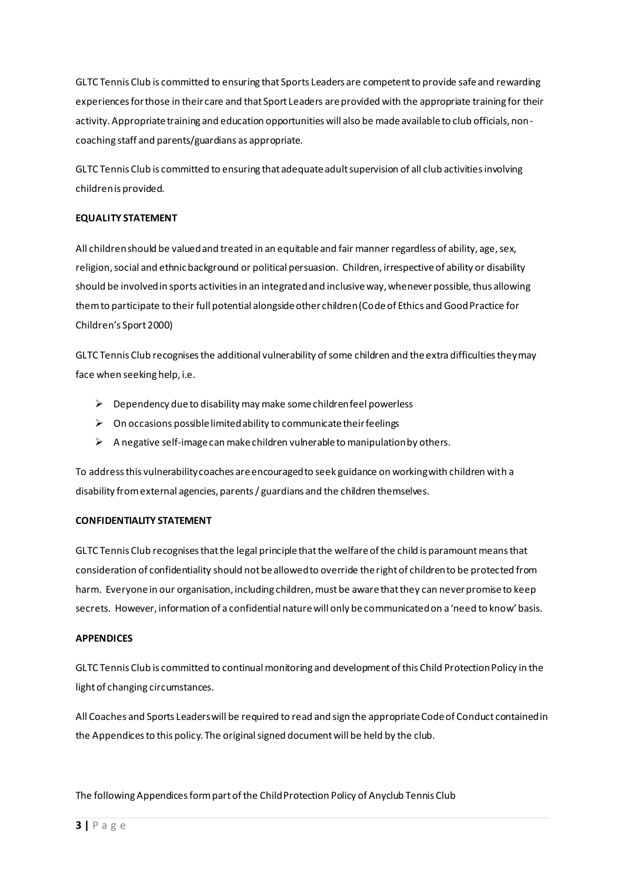GLTC Tennis Club is committed to ensuring that Sports Leaders are competent to provide safe and rewarding experiences for those in their care and that Sport Leaders are provided with the appropriate training for their activity. Appropriate training and education opportunities will also be made available to club officials, non-coaching staff and parents/guardians as appropriate.

GLTC Tennis Club is committed to ensuring that adequate adult supervision of all club activities involving children is provided.

**EQUALITY STATEMENT**

All children should be valued and treated in an equitable and fair manner regardless of ability, age, sex, religion, social and ethnic background or political persuasion. Children, irrespective of ability or disability should be involved in sports activities in an integrated and inclusive way, whenever possible, thus allowing them to participate to their full potential alongside other children (Code of Ethics and Good Practice for Children's Sport 2000)

GLTC Tennis Club recognises the additional vulnerability of some children and the extra difficulties they may face when seeking help, i.e.

- Dependency due to disability may make some children feel powerless
- On occasions possible limited ability to communicate their feelings
- A negative self-image can make children vulnerable to manipulation by others.

To address this vulnerability coaches are encouraged to seek guidance on working with children with a disability from external agencies, parents / guardians and the children themselves.

**CONFIDENTIALITY STATEMENT**

GLTC Tennis Club recognises that the legal principle that the welfare of the child is paramount means that consideration of confidentiality should not be allowed to override the right of children to be protected from harm. Everyone in our organisation, including children, must be aware that they can never promise to keep secrets. However, information of a confidential nature will only be communicated on a 'need to know' basis.

**APPENDICES**

GLTC Tennis Club is committed to continual monitoring and development of this Child Protection Policy in the light of changing circumstances.

All Coaches and Sports Leaders will be required to read and sign the appropriate Code of Conduct contained in the Appendices to this policy. The original signed document will be held by the club.

The following Appendices form part of the Child Protection Policy of Anyclub Tennis Club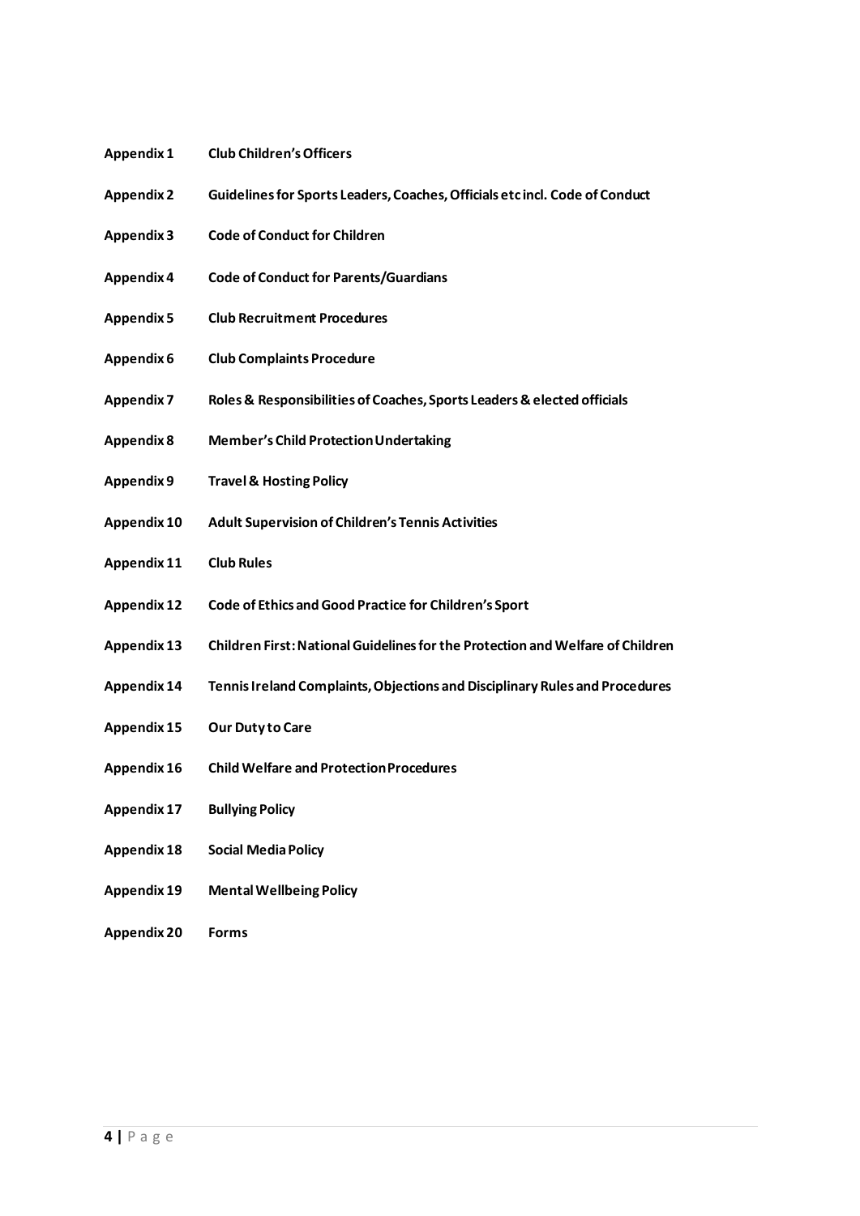| | |
|---|---|
| **Appendix 1** | **Club Children's Officers** |
| **Appendix 2** | **Guidelines for Sports Leaders, Coaches, Officials etc incl. Code of Conduct** |
| **Appendix 3** | **Code of Conduct for Children** |
| **Appendix 4** | **Code of Conduct for Parents/Guardians** |
| **Appendix 5** | **Club Recruitment Procedures** |
| **Appendix 6** | **Club Complaints Procedure** |
| **Appendix 7** | **Roles & Responsibilities of Coaches, Sports Leaders & elected officials** |
| **Appendix 8** | **Member's Child Protection Undertaking** |
| **Appendix 9** | **Travel & Hosting Policy** |
| **Appendix 10** | **Adult Supervision of Children's Tennis Activities** |
| **Appendix 11** | **Club Rules** |
| **Appendix 12** | **Code of Ethics and Good Practice for Children's Sport** |
| **Appendix 13** | **Children First: National Guidelines for the Protection and Welfare of Children** |
| **Appendix 14** | **Tennis Ireland Complaints, Objections and Disciplinary Rules and Procedures** |
| **Appendix 15** | **Our Duty to Care** |
| **Appendix 16** | **Child Welfare and Protection Procedures** |
| **Appendix 17** | **Bullying Policy** |
| **Appendix 18** | **Social Media Policy** |
| **Appendix 19** | **Mental Wellbeing Policy** |
| **Appendix 20** | **Forms** |